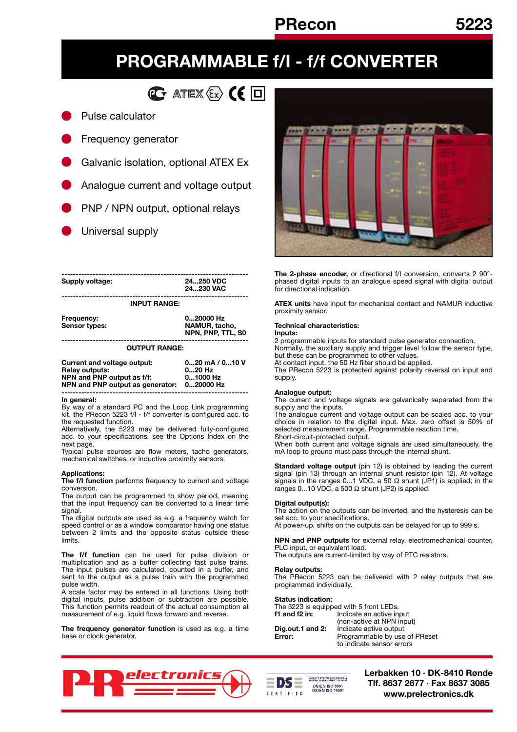# PRecon 5223

# PROGRAMMABLE f/I - f/f CONVERTER

- Pulse calculator
- Frequency generator
- Galvanic isolation, optional ATEX Ex
- Analogue current and voltage output
- PNP / NPN output, optional relays
- Universal supply

| | |
|---|---|
| **Supply voltage:** | **24...250 VDC**<br>**24...230 VAC** |
| **INPUT RANGE:** | |
| **Frequency:** | **0...20000 Hz** |
| **Sensor types:** | **NAMUR, tacho, NPN, PNP, TTL, S0** |
| **OUTPUT RANGE:** | |
| **Current and voltage output:** | **0...20 mA / 0...10 V** |
| **Relay outputs:** | **0...20 Hz** |
| **NPN and PNP output as f/f:** | **0...1000 Hz** |
| **NPN and PNP output as generator:** | **0...20000 Hz** |

**In general:**
By way of a standard PC and the Loop Link programming kit, the PRecon 5223 f/I - f/f converter is configured acc. to the requested function.
Alternatively, the 5223 may be delivered fully-configured acc. to your specifications, see the Options Index on the next page.
Typical pulse sources are flow meters, tacho generators, mechanical switches, or inductive proximity sensors.

**Applications:**
**The f/I function** performs frequency to current and voltage conversion.
The output can be programmed to show period, meaning that the input frequency can be converted to a linear time signal.
The digital outputs are used as e.g. a frequency watch for speed control or as a window comparator having one status between 2 limits and the opposite status outside these limits.

**The f/f function** can be used for pulse division or multiplication as a buffer collecting fast pulse trains. The input pulses are calculated, counted in a buffer, and sent to the output as a pulse train with the programmed pulse width.
A scale factor may be entered in all functions. Using both digital inputs, pulse addition or subtraction are possible. This function permits readout of the actual consumption at measurement of e.g. liquid flows forward and reverse.

**The frequency generator function** is used as e.g. a time base or clock generator.

**The 2-phase encoder,** or directional f/I conversion, converts 2 90°-phased digital inputs to an analogue speed signal with digital output for directional indication.

**ATEX units** have input for mechanical contact and NAMUR inductive proximity sensor.

**Technical characteristics:**
**Inputs:**
2 programmable inputs for standard pulse generator connection.
Normally, the auxiliary supply and trigger level follow the sensor type, but these can be programmed to other values.
At contact input, the 50 Hz filter should be applied.
The PRecon 5223 is protected against polarity reversal on input and supply.

**Analogue output:**
The current and voltage signals are galvanically separated from the supply and the inputs.
The analogue current and voltage output can be scaled acc. to your choice in relation to the digital input. Max. zero offset is 50% of selected measurement range. Programmable reaction time.
Short-circuit-protected output.
When both current and voltage signals are used simultaneously, the mA loop to ground must pass through the internal shunt.

**Standard voltage output** (pin 12) is obtained by leading the current signal (pin 13) through an internal shunt resistor (pin 12). At voltage signals in the ranges 0...1 VDC, a 50 Ω shunt (JP1) is applied; in the ranges 0...10 VDC, a 500 Ω shunt (JP2) is applied.

**Digital output(s):**
The action on the outputs can be inverted, and the hysteresis can be set acc. to your specifications.
At power-up, shifts on the outputs can be delayed for up to 999 s.

**NPN and PNP outputs** for external relay, electromechanical counter, PLC input, or equivalent load.
The outputs are current-limited by way of PTC resistors.

**Relay outputs:**
The PRecon 5223 can be delivered with 2 relay outputs that are programmed individually.

**Status indication:**
The 5223 is equipped with 5 front LEDs.

| | |
|---|---|
| **f1 and f2 in:** | Indicate an active input (non-active at NPN input) |
| **Dig.out.1 and 2:** | Indicate active output |
| **Error:** | Programmable by use of PReset to indicate sensor errors |

Lerbakken 10 · DK-8410 Rønde
Tlf. 8637 2677 · Fax 8637 3085
www.prelectronics.dk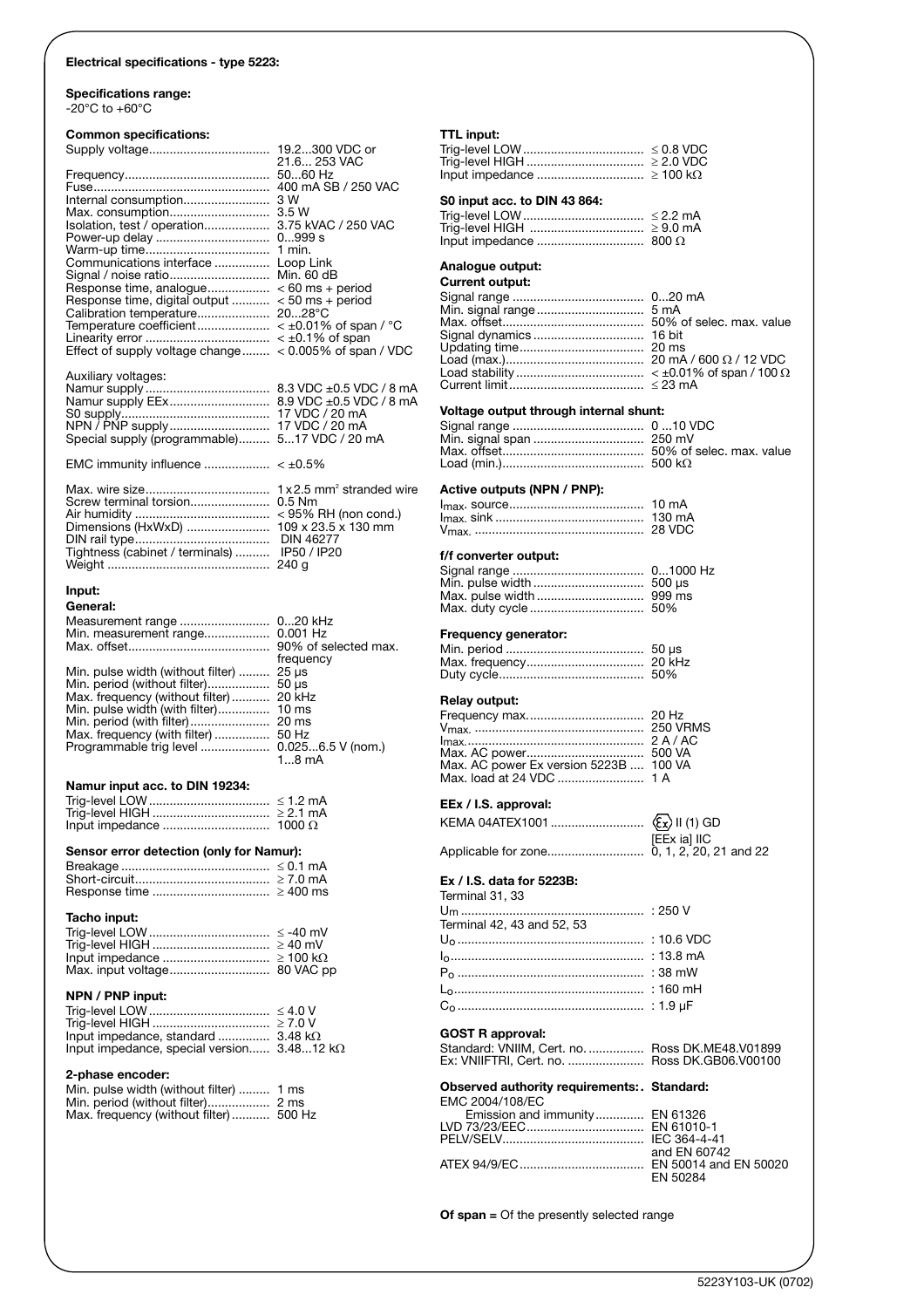**Electrical specifications - type 5223:**

**Specifications range:**
-20°C to +60°C

**Common specifications:**

| | |
|---|---|
| Supply voltage | 19.2...300 VDC or 21.6... 253 VAC |
| Frequency | 50...60 Hz |
| Fuse | 400 mA SB / 250 VAC |
| Internal consumption | 3 W |
| Max. consumption | 3.5 W |
| Isolation, test / operation | 3.75 kVAC / 250 VAC |
| Power-up delay | 0...999 s |
| Warm-up time | 1 min. |
| Communications interface | Loop Link |
| Signal / noise ratio | Min. 60 dB |
| Response time, analogue | < 60 ms + period |
| Response time, digital output | < 50 ms + period |
| Calibration temperature | 20...28°C |
| Temperature coefficient | < ±0.01% of span / °C |
| Linearity error | < ±0.1% of span |
| Effect of supply voltage change | < 0.005% of span / VDC |

Auxiliary voltages:

| | |
|---|---|
| Namur supply | 8.3 VDC ±0.5 VDC / 8 mA |
| Namur supply EEx | 8.9 VDC ±0.5 VDC / 8 mA |
| S0 supply | 17 VDC / 20 mA |
| NPN / PNP supply | 17 VDC / 20 mA |
| Special supply (programmable) | 5...17 VDC / 20 mA |

| | |
|---|---|
| EMC immunity influence | < ±0.5% |

| | |
|---|---|
| Max. wire size | 1 x 2.5 mm² stranded wire |
| Screw terminal torsion | 0.5 Nm |
| Air humidity | < 95% RH (non cond.) |
| Dimensions (HxWxD) | 109 x 23.5 x 130 mm |
| DIN rail type | DIN 46277 |
| Tightness (cabinet / terminals) | IP50 / IP20 |
| Weight | 240 g |

**Input:**

**General:**

| | |
|---|---|
| Measurement range | 0...20 kHz |
| Min. measurement range | 0.001 Hz |
| Max. offset | 90% of selected max. frequency |
| Min. pulse width (without filter) | 25 µs |
| Min. period (without filter) | 50 µs |
| Max. frequency (without filter) | 20 kHz |
| Min. pulse width (with filter) | 10 ms |
| Min. period (with filter) | 20 ms |
| Max. frequency (with filter) | 50 Hz |
| Programmable trig level | 0.025...6.5 V (nom.) 1...8 mA |

**Namur input acc. to DIN 19234:**

| | |
|---|---|
| Trig-level LOW | ≤ 1.2 mA |
| Trig-level HIGH | ≥ 2.1 mA |
| Input impedance | 1000 Ω |

**Sensor error detection (only for Namur):**

| | |
|---|---|
| Breakage | ≤ 0.1 mA |
| Short-circuit | ≥ 7.0 mA |
| Response time | ≥ 400 ms |

**Tacho input:**

| | |
|---|---|
| Trig-level LOW | ≤ -40 mV |
| Trig-level HIGH | ≥ 40 mV |
| Input impedance | ≥ 100 kΩ |
| Max. input voltage | 80 VAC pp |

**NPN / PNP input:**

| | |
|---|---|
| Trig-level LOW | ≤ 4.0 V |
| Trig-level HIGH | ≥ 7.0 V |
| Input impedance, standard | 3.48 kΩ |
| Input impedance, special version | 3.48...12 kΩ |

**2-phase encoder:**

| | |
|---|---|
| Min. pulse width (without filter) | 1 ms |
| Min. period (without filter) | 2 ms |
| Max. frequency (without filter) | 500 Hz |

**TTL input:**

| | |
|---|---|
| Trig-level LOW | ≤ 0.8 VDC |
| Trig-level HIGH | ≥ 2.0 VDC |
| Input impedance | ≥ 100 kΩ |

**S0 input acc. to DIN 43 864:**

| | |
|---|---|
| Trig-level LOW | ≤ 2.2 mA |
| Trig-level HIGH | ≥ 9.0 mA |
| Input impedance | 800 Ω |

**Analogue output:**

**Current output:**

| | |
|---|---|
| Signal range | 0...20 mA |
| Min. signal range | 5 mA |
| Max. offset | 50% of selec. max. value |
| Signal dynamics | 16 bit |
| Updating time | 20 ms |
| Load (max.) | 20 mA / 600 Ω / 12 VDC |
| Load stability | < ±0.01% of span / 100 Ω |
| Current limit | ≤ 23 mA |

**Voltage output through internal shunt:**

| | |
|---|---|
| Signal range | 0 ...10 VDC |
| Min. signal span | 250 mV |
| Max. offset | 50% of selec. max. value |
| Load (min.) | 500 kΩ |

**Active outputs (NPN / PNP):**

| | |
|---|---|
| $I_{max.}$ source | 10 mA |
| $I_{max.}$ sink | 130 mA |
| $V_{max.}$ | 28 VDC |

**f/f converter output:**

| | |
|---|---|
| Signal range | 0...1000 Hz |
| Min. pulse width | 500 µs |
| Max. pulse width | 999 ms |
| Max. duty cycle | 50% |

**Frequency generator:**

| | |
|---|---|
| Min. period | 50 µs |
| Max. frequency | 20 kHz |
| Duty cycle | 50% |

**Relay output:**

| | |
|---|---|
| Frequency max. | 20 Hz |
| $V_{max.}$ | 250 VRMS |
| $I_{max.}$ | 2 A / AC |
| Max. AC power | 500 VA |
| Max. AC power Ex version 5223B | 100 VA |
| Max. load at 24 VDC | 1 A |

**EEx / I.S. approval:**

| | |
|---|---|
| KEMA 04ATEX1001 | ⟨Ex⟩ II (1) GD [EEx ia] IIC |
| Applicable for zone | 0, 1, 2, 20, 21 and 22 |

**Ex / I.S. data for 5223B:**

Terminal 31, 33

| | |
|---|---|
| $U_m$ | : 250 V |

Terminal 42, 43 and 52, 53

| | |
|---|---|
| $U_o$ | : 10.6 VDC |
| $I_o$ | : 13.8 mA |
| $P_o$ | : 38 mW |
| $L_o$ | : 160 mH |
| $C_o$ | : 1.9 µF |

**GOST R approval:**

| | |
|---|---|
| Standard: VNIIM, Cert. no. | Ross DK.ME48.V01899 |
| Ex: VNIIFTRI, Cert. no. | Ross DK.GB06.V00100 |

| **Observed authority requirements:** | **Standard:** |
|---|---|
| EMC 2004/108/EC | |
| Emission and immunity | EN 61326 |
| LVD 73/23/EEC | EN 61010-1 |
| PELV/SELV | IEC 364-4-41 and EN 60742 |
| ATEX 94/9/EC | EN 50014 and EN 50020 EN 50284 |

**Of span =** Of the presently selected range

5223Y103-UK (0702)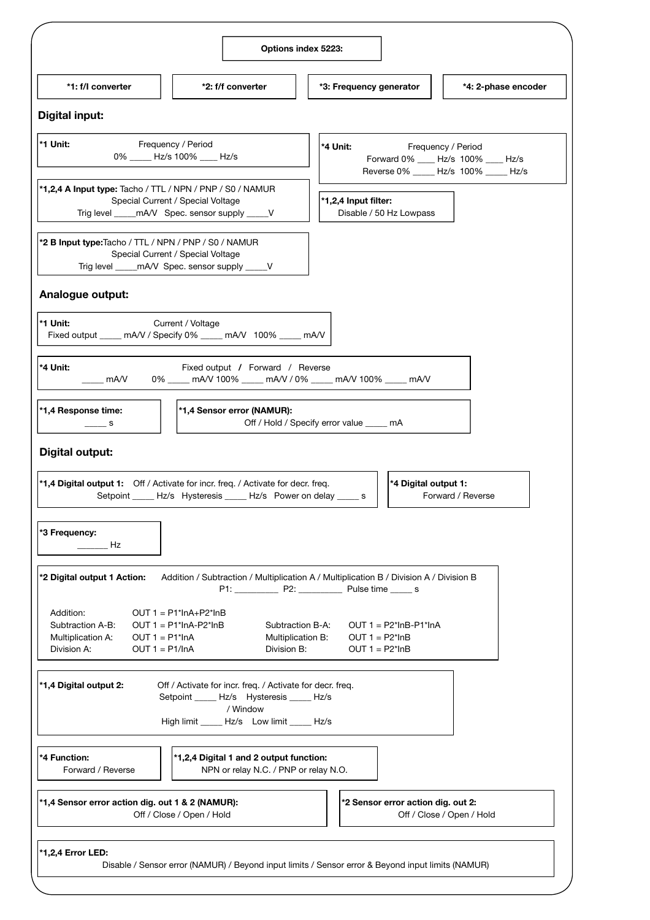**Options index 5223:**

**\*1: f/I converter** | **\*2: f/f converter** | **\*3: Frequency generator** | **\*4: 2-phase encoder**

## Digital input:

**\*1 Unit:** Frequency / Period
0% _____ Hz/s 100% ____ Hz/s

**\*4 Unit:** Frequency / Period
Forward 0% ____ Hz/s 100% ____ Hz/s
Reverse 0% _____ Hz/s 100% _____ Hz/s

**\*1,2,4 A Input type:** Tacho / TTL / NPN / PNP / S0 / NAMUR
Special Current / Special Voltage
Trig level _____mA/V Spec. sensor supply _____V

**\*1,2,4 Input filter:**
Disable / 50 Hz Lowpass

**\*2 B Input type:** Tacho / TTL / NPN / PNP / S0 / NAMUR
Special Current / Special Voltage
Trig level _____mA/V Spec. sensor supply _____V

## Analogue output:

**\*1 Unit:** Current / Voltage
Fixed output _____ mA/V / Specify 0% _____ mA/V 100% _____ mA/V

**\*4 Unit:** Fixed output / Forward / Reverse
_____ mA/V 0% _____ mA/V 100% _____ mA/V / 0% _____ mA/V 100% _____ mA/V

**\*1,4 Response time:**
_____ s

**\*1,4 Sensor error (NAMUR):**
Off / Hold / Specify error value _____ mA

## Digital output:

**\*1,4 Digital output 1:** Off / Activate for incr. freq. / Activate for decr. freq.
Setpoint _____ Hz/s Hysteresis _____ Hz/s Power on delay _____ s

**\*4 Digital output 1:**
Forward / Reverse

**\*3 Frequency:**
_______ Hz

**\*2 Digital output 1 Action:** Addition / Subtraction / Multiplication A / Multiplication B / Division A / Division B
P1: __________ P2: __________ Pulse time _____ s

| | | | |
|---|---|---|---|
| Addition: | OUT 1 = P1*InA+P2*InB | | |
| Subtraction A-B: | OUT 1 = P1*InA-P2*InB | Subtraction B-A: | OUT 1 = P2*InB-P1*InA |
| Multiplication A: | OUT 1 = P1*InA | Multiplication B: | OUT 1 = P2*InB |
| Division A: | OUT 1 = P1/InA | Division B: | OUT 1 = P2*InB |

**\*1,4 Digital output 2:** Off / Activate for incr. freq. / Activate for decr. freq.
Setpoint _____ Hz/s Hysteresis _____ Hz/s
/ Window
High limit _____ Hz/s Low limit _____ Hz/s

**\*4 Function:**
Forward / Reverse

**\*1,2,4 Digital 1 and 2 output function:**
NPN or relay N.C. / PNP or relay N.O.

**\*1,4 Sensor error action dig. out 1 & 2 (NAMUR):**
Off / Close / Open / Hold

**\*2 Sensor error action dig. out 2:**
Off / Close / Open / Hold

**\*1,2,4 Error LED:**
Disable / Sensor error (NAMUR) / Beyond input limits / Sensor error & Beyond input limits (NAMUR)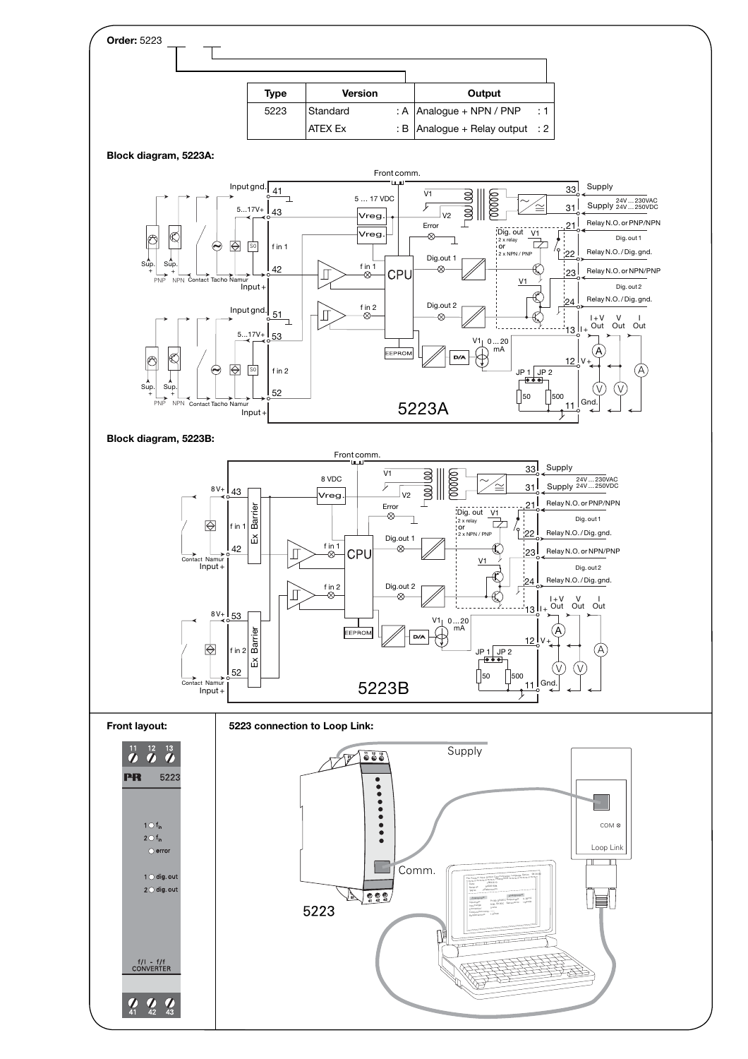**Order:** 5223

| Type | Version | | Output | |
|---|---|---|---|---|
| 5223 | Standard | : A | Analogue + NPN / PNP | : 1 |
| | ATEX Ex | : B | Analogue + Relay output | : 2 |

**Block diagram, 5223A:**

Front comm.
Input gnd. 41
5...17V+ 43
f in 1
42
Input +
Input gnd. 51
5...17V+ 53
f in 2
52
Input +
Sup. + PNP
Sup. + NPN
Contact Tacho Namur
5 ... 17 VDC
Vreg.
Vreg.
V1
V2
Error
f in 1
f in 2
CPU
EEPROM
Dig.out 1
Dig.out 2
D/A
V1 0...20 mA
JP 1 JP 2
50 500
Dig. out V1
2 x relay or 2 x NPN / PNP
33 Supply
31 Supply 24V ... 230VAC 24V ... 250VDC
21 Relay N.O. or PNP/NPN
Dig. out 1
22 Relay N.O. / Dig. gnd.
23 Relay N.O. or NPN/PNP
Dig. out 2
24 Relay N.O. / Dig. gnd.
13 I+
12 V+
11 Gnd.
I + V Out
V Out
I Out
5223A

**Block diagram, 5223B:**

Front comm.
8 V+ 43
f in 1
Ex Barrier
42
Input +
8 V+ 53
f in 2
Ex Barrier
52
Input +
Contact Namur
8 VDC
Vreg.
V1
V2
Error
f in 1
f in 2
CPU
EEPROM
Dig.out 1
Dig.out 2
D/A
V1 0...20 mA
JP 1 JP 2
50 500
Dig. out V1
2 x relay or 2 x NPN / PNP
33 Supply
31 Supply 24V ... 230VAC 24V ... 250VDC
21 Relay N.O. or PNP/NPN
Dig. out 1
22 Relay N.O. / Dig. gnd.
23 Relay N.O. or NPN/PNP
Dig. out 2
24 Relay N.O. / Dig. gnd.
13 I+
12 V+
11 Gnd.
I + V Out
V Out
I Out
5223B

**Front layout:**

11 12 13
PR 5223
1 ○ $f_{in}$
2 ○ $f_{in}$
○ error
1 ○ dig. out
2 ○ dig. out
f/I - f/f CONVERTER
41 42 43

**5223 connection to Loop Link:**

Supply
Comm.
5223
COM
Loop Link